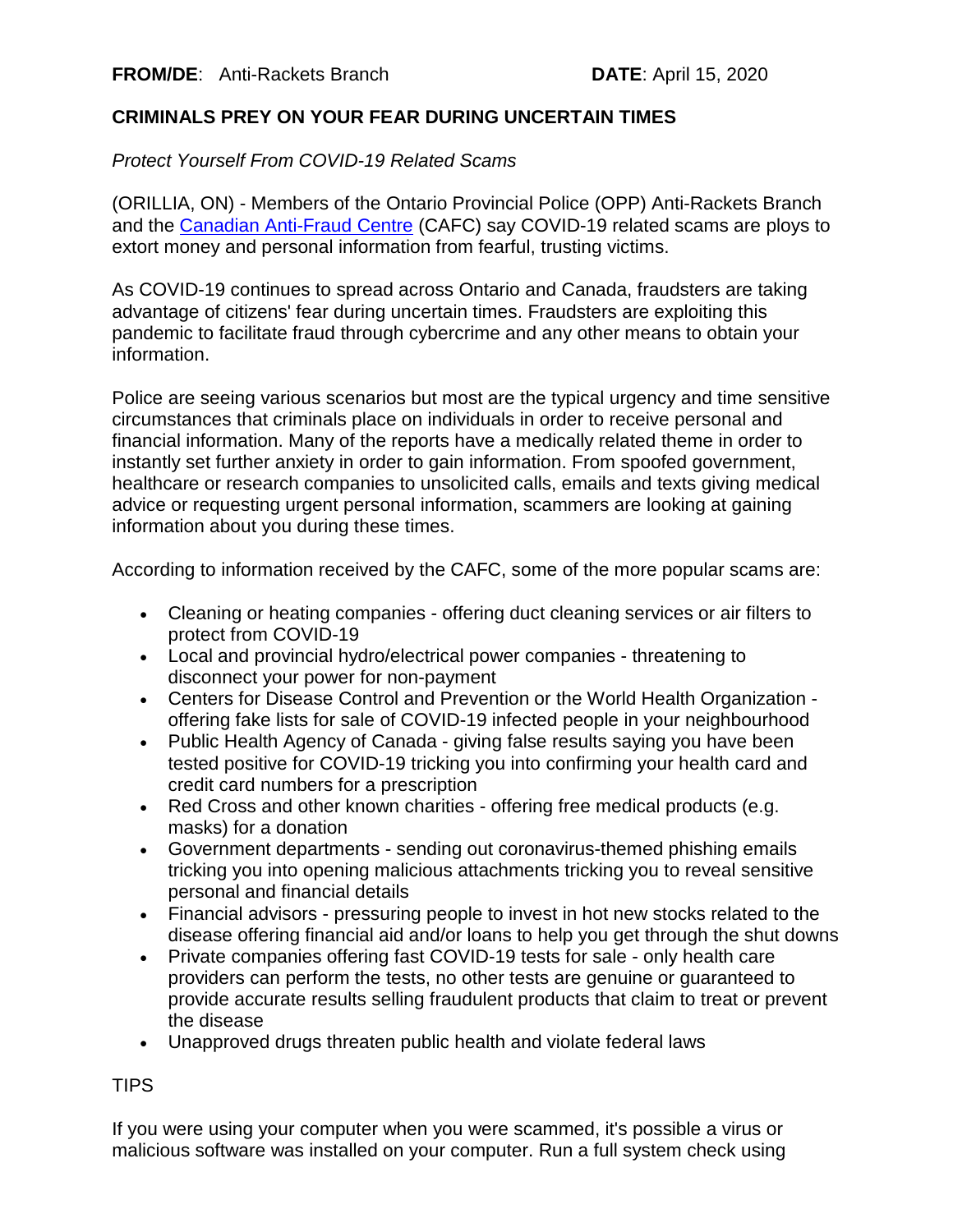**FROM/DE**: Anti-Rackets Branch **DATE**: April 15, 2020

**CRIMINALS PREY ON YOUR FEAR DURING UNCERTAIN TIMES**

*Protect Yourself From COVID-19 Related Scams*

(ORILLIA, ON) - Members of the Ontario Provincial Police (OPP) Anti-Rackets Branch and the [Canadian Anti-Fraud Centre](#) (CAFC) say COVID-19 related scams are ploys to extort money and personal information from fearful, trusting victims.

As COVID-19 continues to spread across Ontario and Canada, fraudsters are taking advantage of citizens' fear during uncertain times. Fraudsters are exploiting this pandemic to facilitate fraud through cybercrime and any other means to obtain your information.

Police are seeing various scenarios but most are the typical urgency and time sensitive circumstances that criminals place on individuals in order to receive personal and financial information. Many of the reports have a medically related theme in order to instantly set further anxiety in order to gain information. From spoofed government, healthcare or research companies to unsolicited calls, emails and texts giving medical advice or requesting urgent personal information, scammers are looking at gaining information about you during these times.

According to information received by the CAFC, some of the more popular scams are:

- Cleaning or heating companies - offering duct cleaning services or air filters to protect from COVID-19
- Local and provincial hydro/electrical power companies - threatening to disconnect your power for non-payment
- Centers for Disease Control and Prevention or the World Health Organization - offering fake lists for sale of COVID-19 infected people in your neighbourhood
- Public Health Agency of Canada - giving false results saying you have been tested positive for COVID-19 tricking you into confirming your health card and credit card numbers for a prescription
- Red Cross and other known charities - offering free medical products (e.g. masks) for a donation
- Government departments - sending out coronavirus-themed phishing emails tricking you into opening malicious attachments tricking you to reveal sensitive personal and financial details
- Financial advisors - pressuring people to invest in hot new stocks related to the disease offering financial aid and/or loans to help you get through the shut downs
- Private companies offering fast COVID-19 tests for sale - only health care providers can perform the tests, no other tests are genuine or guaranteed to provide accurate results selling fraudulent products that claim to treat or prevent the disease
- Unapproved drugs threaten public health and violate federal laws

TIPS

If you were using your computer when you were scammed, it's possible a virus or malicious software was installed on your computer. Run a full system check using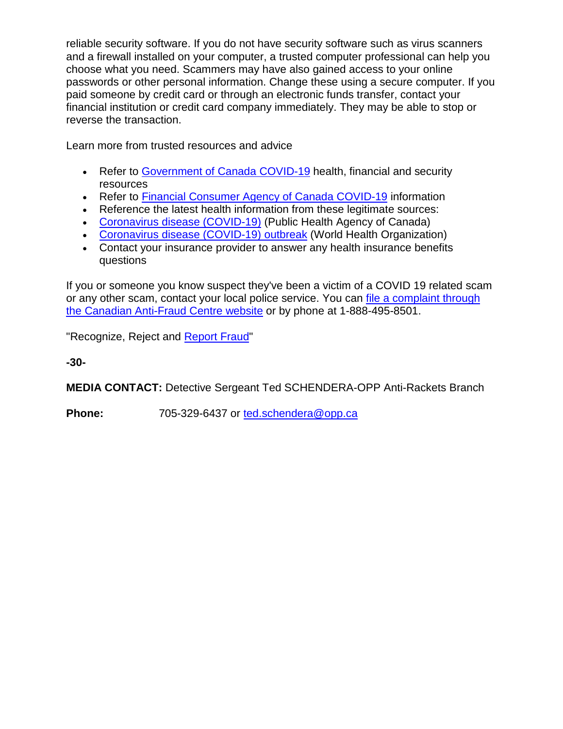reliable security software. If you do not have security software such as virus scanners and a firewall installed on your computer, a trusted computer professional can help you choose what you need. Scammers may have also gained access to your online passwords or other personal information. Change these using a secure computer. If you paid someone by credit card or through an electronic funds transfer, contact your financial institution or credit card company immediately. They may be able to stop or reverse the transaction.

Learn more from trusted resources and advice

- Refer to Government of Canada COVID-19 health, financial and security resources
- Refer to Financial Consumer Agency of Canada COVID-19 information
- Reference the latest health information from these legitimate sources:
- Coronavirus disease (COVID-19) (Public Health Agency of Canada)
- Coronavirus disease (COVID-19) outbreak (World Health Organization)
- Contact your insurance provider to answer any health insurance benefits questions

If you or someone you know suspect they've been a victim of a COVID 19 related scam or any other scam, contact your local police service. You can file a complaint through the Canadian Anti-Fraud Centre website or by phone at 1-888-495-8501.

"Recognize, Reject and Report Fraud"

**-30-**

**MEDIA CONTACT:** Detective Sergeant Ted SCHENDERA-OPP Anti-Rackets Branch

**Phone:** 705-329-6437 or ted.schendera@opp.ca